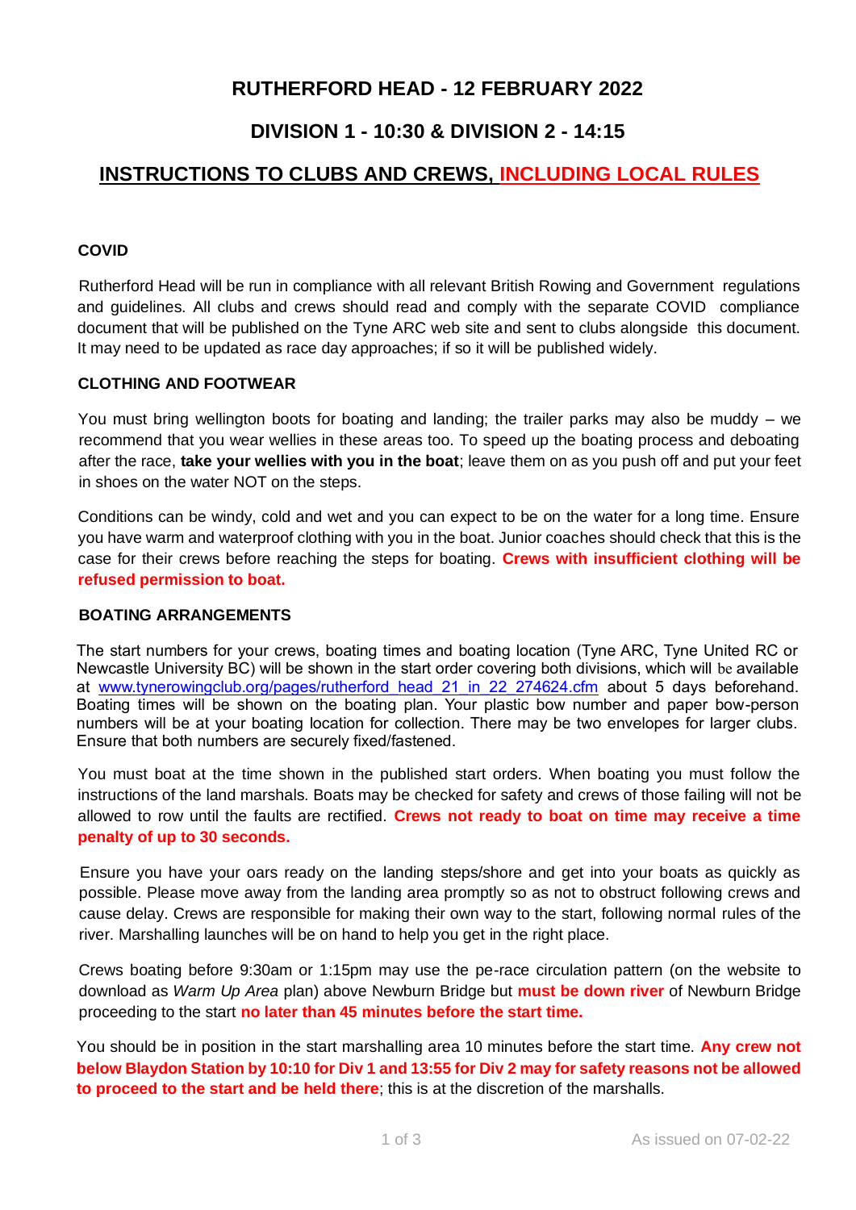# RUTHERFORD HEAD - 12 FEBRUARY 2022

## DIVISION 1 - 10:30 & DIVISION 2 - 14:15

## INSTRUCTIONS TO CLUBS AND CREWS, INCLUDING LOCAL RULES

### COVID

Rutherford Head will be run in compliance with all relevant British Rowing and Government regulations and guidelines. All clubs and crews should read and comply with the separate COVID compliance document that will be published on the Tyne ARC web site and sent to clubs alongside this document. It may need to be updated as race day approaches; if so it will be published widely.

### CLOTHING AND FOOTWEAR

You must bring wellington boots for boating and landing; the trailer parks may also be muddy – we recommend that you wear wellies in these areas too. To speed up the boating process and deboating after the race, **take your wellies with you in the boat**; leave them on as you push off and put your feet in shoes on the water NOT on the steps.

Conditions can be windy, cold and wet and you can expect to be on the water for a long time. Ensure you have warm and waterproof clothing with you in the boat. Junior coaches should check that this is the case for their crews before reaching the steps for boating. **Crews with insufficient clothing will be refused permission to boat.**

### BOATING ARRANGEMENTS

The start numbers for your crews, boating times and boating location (Tyne ARC, Tyne United RC or Newcastle University BC) will be shown in the start order covering both divisions, which will be available at www.tynerowingclub.org/pages/rutherford_head_21_in_22_274624.cfm about 5 days beforehand. Boating times will be shown on the boating plan. Your plastic bow number and paper bow-person numbers will be at your boating location for collection. There may be two envelopes for larger clubs. Ensure that both numbers are securely fixed/fastened.

You must boat at the time shown in the published start orders. When boating you must follow the instructions of the land marshals. Boats may be checked for safety and crews of those failing will not be allowed to row until the faults are rectified. **Crews not ready to boat on time may receive a time penalty of up to 30 seconds.**

Ensure you have your oars ready on the landing steps/shore and get into your boats as quickly as possible. Please move away from the landing area promptly so as not to obstruct following crews and cause delay. Crews are responsible for making their own way to the start, following normal rules of the river. Marshalling launches will be on hand to help you get in the right place.

Crews boating before 9:30am or 1:15pm may use the pe-race circulation pattern (on the website to download as *Warm Up Area* plan) above Newburn Bridge but **must be down river** of Newburn Bridge proceeding to the start **no later than 45 minutes before the start time.**

You should be in position in the start marshalling area 10 minutes before the start time. **Any crew not below Blaydon Station by 10:10 for Div 1 and 13:55 for Div 2 may for safety reasons not be allowed to proceed to the start and be held there**; this is at the discretion of the marshals.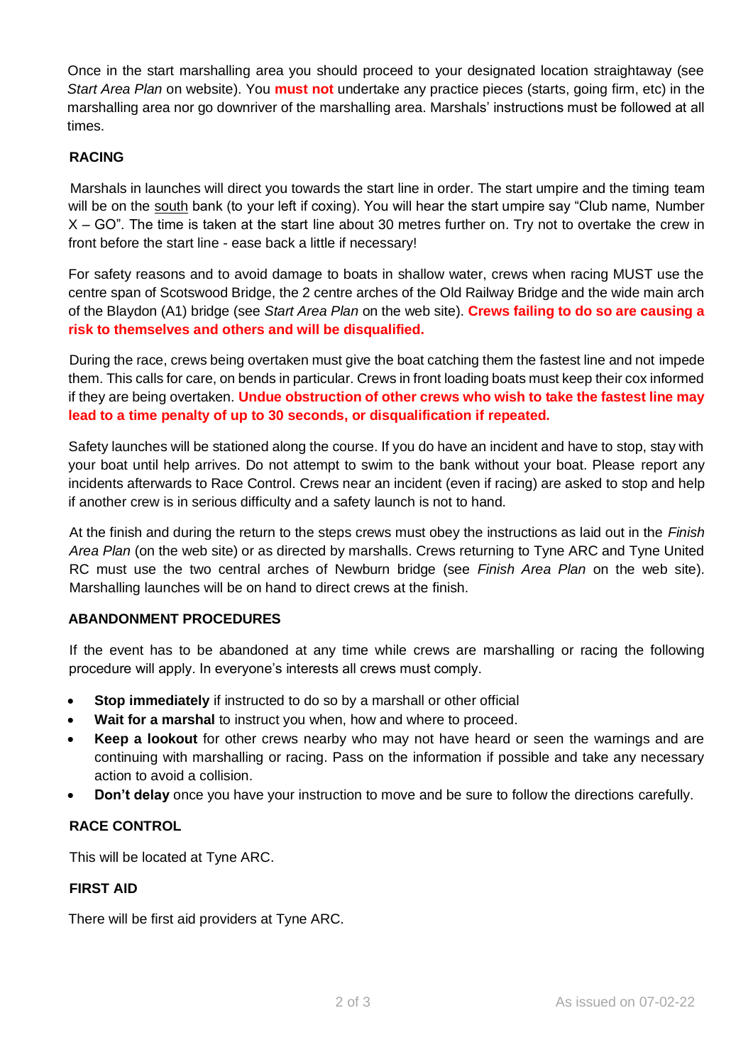Once in the start marshalling area you should proceed to your designated location straightaway (see *Start Area Plan* on website). You **must not** undertake any practice pieces (starts, going firm, etc) in the marshalling area nor go downriver of the marshalling area. Marshals' instructions must be followed at all times.

## RACING

Marshals in launches will direct you towards the start line in order. The start umpire and the timing team will be on the south bank (to your left if coxing). You will hear the start umpire say "Club name, Number X – GO". The time is taken at the start line about 30 metres further on. Try not to overtake the crew in front before the start line - ease back a little if necessary!

For safety reasons and to avoid damage to boats in shallow water, crews when racing MUST use the centre span of Scotswood Bridge, the 2 centre arches of the Old Railway Bridge and the wide main arch of the Blaydon (A1) bridge (see *Start Area Plan* on the web site). **Crews failing to do so are causing a risk to themselves and others and will be disqualified.**

During the race, crews being overtaken must give the boat catching them the fastest line and not impede them. This calls for care, on bends in particular. Crews in front loading boats must keep their cox informed if they are being overtaken. **Undue obstruction of other crews who wish to take the fastest line may lead to a time penalty of up to 30 seconds, or disqualification if repeated.**

Safety launches will be stationed along the course. If you do have an incident and have to stop, stay with your boat until help arrives. Do not attempt to swim to the bank without your boat. Please report any incidents afterwards to Race Control. Crews near an incident (even if racing) are asked to stop and help if another crew is in serious difficulty and a safety launch is not to hand.

At the finish and during the return to the steps crews must obey the instructions as laid out in the *Finish Area Plan* (on the web site) or as directed by marshalls. Crews returning to Tyne ARC and Tyne United RC must use the two central arches of Newburn bridge (see *Finish Area Plan* on the web site). Marshalling launches will be on hand to direct crews at the finish.

## ABANDONMENT PROCEDURES

If the event has to be abandoned at any time while crews are marshalling or racing the following procedure will apply. In everyone's interests all crews must comply.

- **Stop immediately** if instructed to do so by a marshall or other official
- **Wait for a marshal** to instruct you when, how and where to proceed.
- **Keep a lookout** for other crews nearby who may not have heard or seen the warnings and are continuing with marshalling or racing. Pass on the information if possible and take any necessary action to avoid a collision.
- **Don't delay** once you have your instruction to move and be sure to follow the directions carefully.

## RACE CONTROL

This will be located at Tyne ARC.

## FIRST AID

There will be first aid providers at Tyne ARC.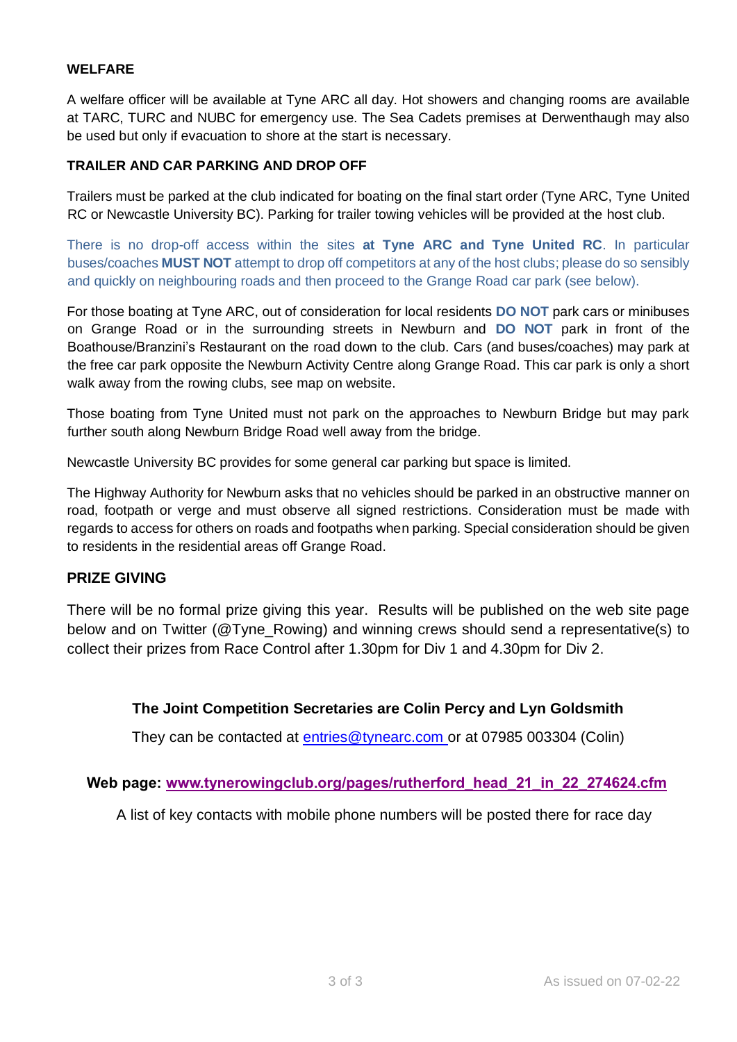## WELFARE

A welfare officer will be available at Tyne ARC all day. Hot showers and changing rooms are available at TARC, TURC and NUBC for emergency use. The Sea Cadets premises at Derwenthaugh may also be used but only if evacuation to shore at the start is necessary.

## TRAILER AND CAR PARKING AND DROP OFF

Trailers must be parked at the club indicated for boating on the final start order (Tyne ARC, Tyne United RC or Newcastle University BC). Parking for trailer towing vehicles will be provided at the host club.

There is no drop-off access within the sites **at Tyne ARC and Tyne United RC**. In particular buses/coaches **MUST NOT** attempt to drop off competitors at any of the host clubs; please do so sensibly and quickly on neighbouring roads and then proceed to the Grange Road car park (see below).

For those boating at Tyne ARC, out of consideration for local residents **DO NOT** park cars or minibuses on Grange Road or in the surrounding streets in Newburn and **DO NOT** park in front of the Boathouse/Branzini's Restaurant on the road down to the club. Cars (and buses/coaches) may park at the free car park opposite the Newburn Activity Centre along Grange Road. This car park is only a short walk away from the rowing clubs, see map on website.

Those boating from Tyne United must not park on the approaches to Newburn Bridge but may park further south along Newburn Bridge Road well away from the bridge.

Newcastle University BC provides for some general car parking but space is limited.

The Highway Authority for Newburn asks that no vehicles should be parked in an obstructive manner on road, footpath or verge and must observe all signed restrictions. Consideration must be made with regards to access for others on roads and footpaths when parking. Special consideration should be given to residents in the residential areas off Grange Road.

## PRIZE GIVING

There will be no formal prize giving this year. Results will be published on the web site page below and on Twitter (@Tyne_Rowing) and winning crews should send a representative(s) to collect their prizes from Race Control after 1.30pm for Div 1 and 4.30pm for Div 2.

**The Joint Competition Secretaries are Colin Percy and Lyn Goldsmith**

They can be contacted at entries@tynearc.com or at 07985 003304 (Colin)

**Web page: www.tynerowingclub.org/pages/rutherford_head_21_in_22_274624.cfm**

A list of key contacts with mobile phone numbers will be posted there for race day